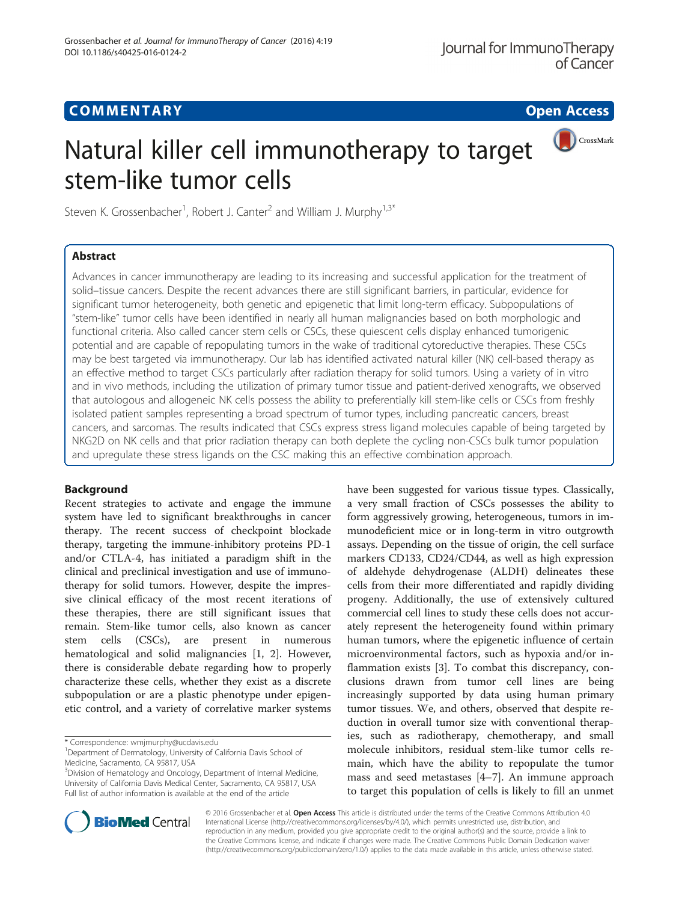COMMENTARY

Open Access

# Natural killer cell immunotherapy to target stem-like tumor cells

Steven K. Grossenbacher[1], Robert J. Canter[2] and William J. Murphy[1,3*]

## Abstract

Advances in cancer immunotherapy are leading to its increasing and successful application for the treatment of solid–tissue cancers. Despite the recent advances there are still significant barriers, in particular, evidence for significant tumor heterogeneity, both genetic and epigenetic that limit long-term efficacy. Subpopulations of "stem-like" tumor cells have been identified in nearly all human malignancies based on both morphologic and functional criteria. Also called cancer stem cells or CSCs, these quiescent cells display enhanced tumorigenic potential and are capable of repopulating tumors in the wake of traditional cytoreductive therapies. These CSCs may be best targeted via immunotherapy. Our lab has identified activated natural killer (NK) cell-based therapy as an effective method to target CSCs particularly after radiation therapy for solid tumors. Using a variety of in vitro and in vivo methods, including the utilization of primary tumor tissue and patient-derived xenografts, we observed that autologous and allogeneic NK cells possess the ability to preferentially kill stem-like cells or CSCs from freshly isolated patient samples representing a broad spectrum of tumor types, including pancreatic cancers, breast cancers, and sarcomas. The results indicated that CSCs express stress ligand molecules capable of being targeted by NKG2D on NK cells and that prior radiation therapy can both deplete the cycling non-CSCs bulk tumor population and upregulate these stress ligands on the CSC making this an effective combination approach.

## Background

Recent strategies to activate and engage the immune system have led to significant breakthroughs in cancer therapy. The recent success of checkpoint blockade therapy, targeting the immune-inhibitory proteins PD-1 and/or CTLA-4, has initiated a paradigm shift in the clinical and preclinical investigation and use of immunotherapy for solid tumors. However, despite the impressive clinical efficacy of the most recent iterations of these therapies, there are still significant issues that remain. Stem-like tumor cells, also known as cancer stem cells (CSCs), are present in numerous hematological and solid malignancies [1, 2]. However, there is considerable debate regarding how to properly characterize these cells, whether they exist as a discrete subpopulation or are a plastic phenotype under epigenetic control, and a variety of correlative marker systems have been suggested for various tissue types. Classically, a very small fraction of CSCs possesses the ability to form aggressively growing, heterogeneous, tumors in immunodeficient mice or in long-term in vitro outgrowth assays. Depending on the tissue of origin, the cell surface markers CD133, CD24/CD44, as well as high expression of aldehyde dehydrogenase (ALDH) delineates these cells from their more differentiated and rapidly dividing progeny. Additionally, the use of extensively cultured commercial cell lines to study these cells does not accurately represent the heterogeneity found within primary human tumors, where the epigenetic influence of certain microenvironmental factors, such as hypoxia and/or inflammation exists [3]. To combat this discrepancy, conclusions drawn from tumor cell lines are being increasingly supported by data using human primary tumor tissues. We, and others, observed that despite reduction in overall tumor size with conventional therapies, such as radiotherapy, chemotherapy, and small molecule inhibitors, residual stem-like tumor cells remain, which have the ability to repopulate the tumor mass and seed metastases [4–7]. An immune approach to target this population of cells is likely to fill an unmet

* Correspondence: wmjmurphy@ucdavis.edu
[1]Department of Dermatology, University of California Davis School of Medicine, Sacramento, CA 95817, USA
[3]Division of Hematology and Oncology, Department of Internal Medicine, University of California Davis Medical Center, Sacramento, CA 95817, USA
Full list of author information is available at the end of the article

© 2016 Grossenbacher et al. **Open Access** This article is distributed under the terms of the Creative Commons Attribution 4.0 International License (http://creativecommons.org/licenses/by/4.0/), which permits unrestricted use, distribution, and reproduction in any medium, provided you give appropriate credit to the original author(s) and the source, provide a link to the Creative Commons license, and indicate if changes were made. The Creative Commons Public Domain Dedication waiver (http://creativecommons.org/publicdomain/zero/1.0/) applies to the data made available in this article, unless otherwise stated.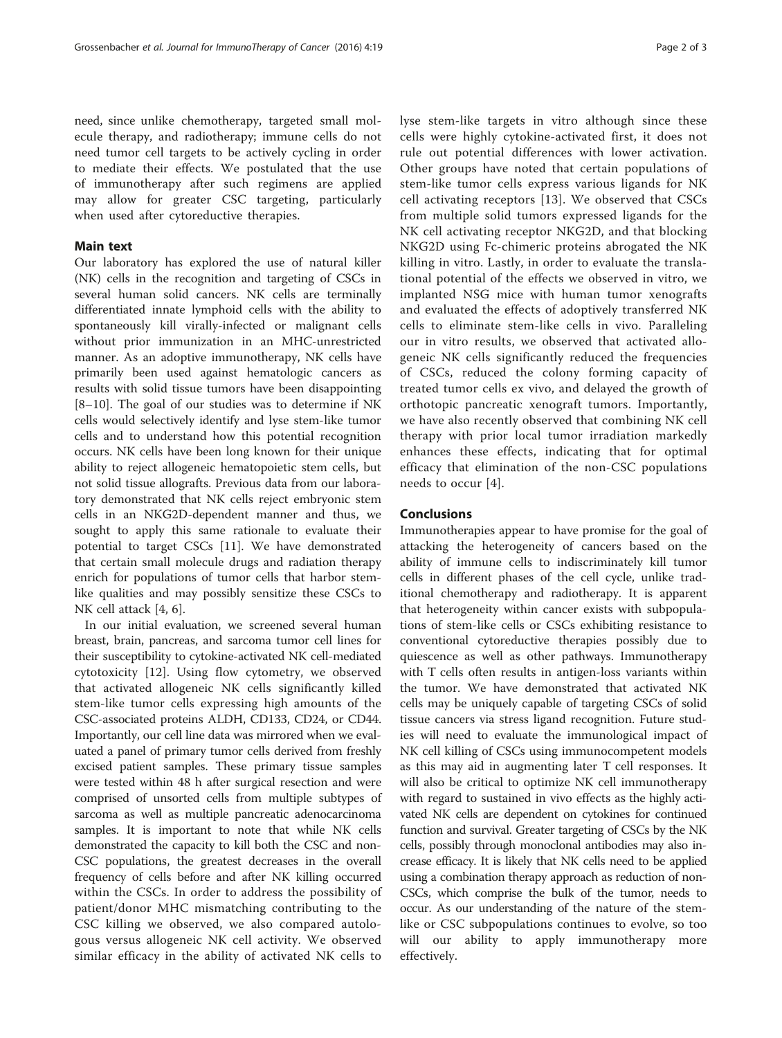need, since unlike chemotherapy, targeted small molecule therapy, and radiotherapy; immune cells do not need tumor cell targets to be actively cycling in order to mediate their effects. We postulated that the use of immunotherapy after such regimens are applied may allow for greater CSC targeting, particularly when used after cytoreductive therapies.

## Main text

Our laboratory has explored the use of natural killer (NK) cells in the recognition and targeting of CSCs in several human solid cancers. NK cells are terminally differentiated innate lymphoid cells with the ability to spontaneously kill virally-infected or malignant cells without prior immunization in an MHC-unrestricted manner. As an adoptive immunotherapy, NK cells have primarily been used against hematologic cancers as results with solid tissue tumors have been disappointing [8–10]. The goal of our studies was to determine if NK cells would selectively identify and lyse stem-like tumor cells and to understand how this potential recognition occurs. NK cells have been long known for their unique ability to reject allogeneic hematopoietic stem cells, but not solid tissue allografts. Previous data from our laboratory demonstrated that NK cells reject embryonic stem cells in an NKG2D-dependent manner and thus, we sought to apply this same rationale to evaluate their potential to target CSCs [11]. We have demonstrated that certain small molecule drugs and radiation therapy enrich for populations of tumor cells that harbor stem-like qualities and may possibly sensitize these CSCs to NK cell attack [4, 6].

In our initial evaluation, we screened several human breast, brain, pancreas, and sarcoma tumor cell lines for their susceptibility to cytokine-activated NK cell-mediated cytotoxicity [12]. Using flow cytometry, we observed that activated allogeneic NK cells significantly killed stem-like tumor cells expressing high amounts of the CSC-associated proteins ALDH, CD133, CD24, or CD44. Importantly, our cell line data was mirrored when we evaluated a panel of primary tumor cells derived from freshly excised patient samples. These primary tissue samples were tested within 48 h after surgical resection and were comprised of unsorted cells from multiple subtypes of sarcoma as well as multiple pancreatic adenocarcinoma samples. It is important to note that while NK cells demonstrated the capacity to kill both the CSC and non-CSC populations, the greatest decreases in the overall frequency of cells before and after NK killing occurred within the CSCs. In order to address the possibility of patient/donor MHC mismatching contributing to the CSC killing we observed, we also compared autologous versus allogeneic NK cell activity. We observed similar efficacy in the ability of activated NK cells to lyse stem-like targets in vitro although since these cells were highly cytokine-activated first, it does not rule out potential differences with lower activation. Other groups have noted that certain populations of stem-like tumor cells express various ligands for NK cell activating receptors [13]. We observed that CSCs from multiple solid tumors expressed ligands for the NK cell activating receptor NKG2D, and that blocking NKG2D using Fc-chimeric proteins abrogated the NK killing in vitro. Lastly, in order to evaluate the translational potential of the effects we observed in vitro, we implanted NSG mice with human tumor xenografts and evaluated the effects of adoptively transferred NK cells to eliminate stem-like cells in vivo. Paralleling our in vitro results, we observed that activated allogeneic NK cells significantly reduced the frequencies of CSCs, reduced the colony forming capacity of treated tumor cells ex vivo, and delayed the growth of orthotopic pancreatic xenograft tumors. Importantly, we have also recently observed that combining NK cell therapy with prior local tumor irradiation markedly enhances these effects, indicating that for optimal efficacy that elimination of the non-CSC populations needs to occur [4].

## Conclusions

Immunotherapies appear to have promise for the goal of attacking the heterogeneity of cancers based on the ability of immune cells to indiscriminately kill tumor cells in different phases of the cell cycle, unlike traditional chemotherapy and radiotherapy. It is apparent that heterogeneity within cancer exists with subpopulations of stem-like cells or CSCs exhibiting resistance to conventional cytoreductive therapies possibly due to quiescence as well as other pathways. Immunotherapy with T cells often results in antigen-loss variants within the tumor. We have demonstrated that activated NK cells may be uniquely capable of targeting CSCs of solid tissue cancers via stress ligand recognition. Future studies will need to evaluate the immunological impact of NK cell killing of CSCs using immunocompetent models as this may aid in augmenting later T cell responses. It will also be critical to optimize NK cell immunotherapy with regard to sustained in vivo effects as the highly activated NK cells are dependent on cytokines for continued function and survival. Greater targeting of CSCs by the NK cells, possibly through monoclonal antibodies may also increase efficacy. It is likely that NK cells need to be applied using a combination therapy approach as reduction of non-CSCs, which comprise the bulk of the tumor, needs to occur. As our understanding of the nature of the stem-like or CSC subpopulations continues to evolve, so too will our ability to apply immunotherapy more effectively.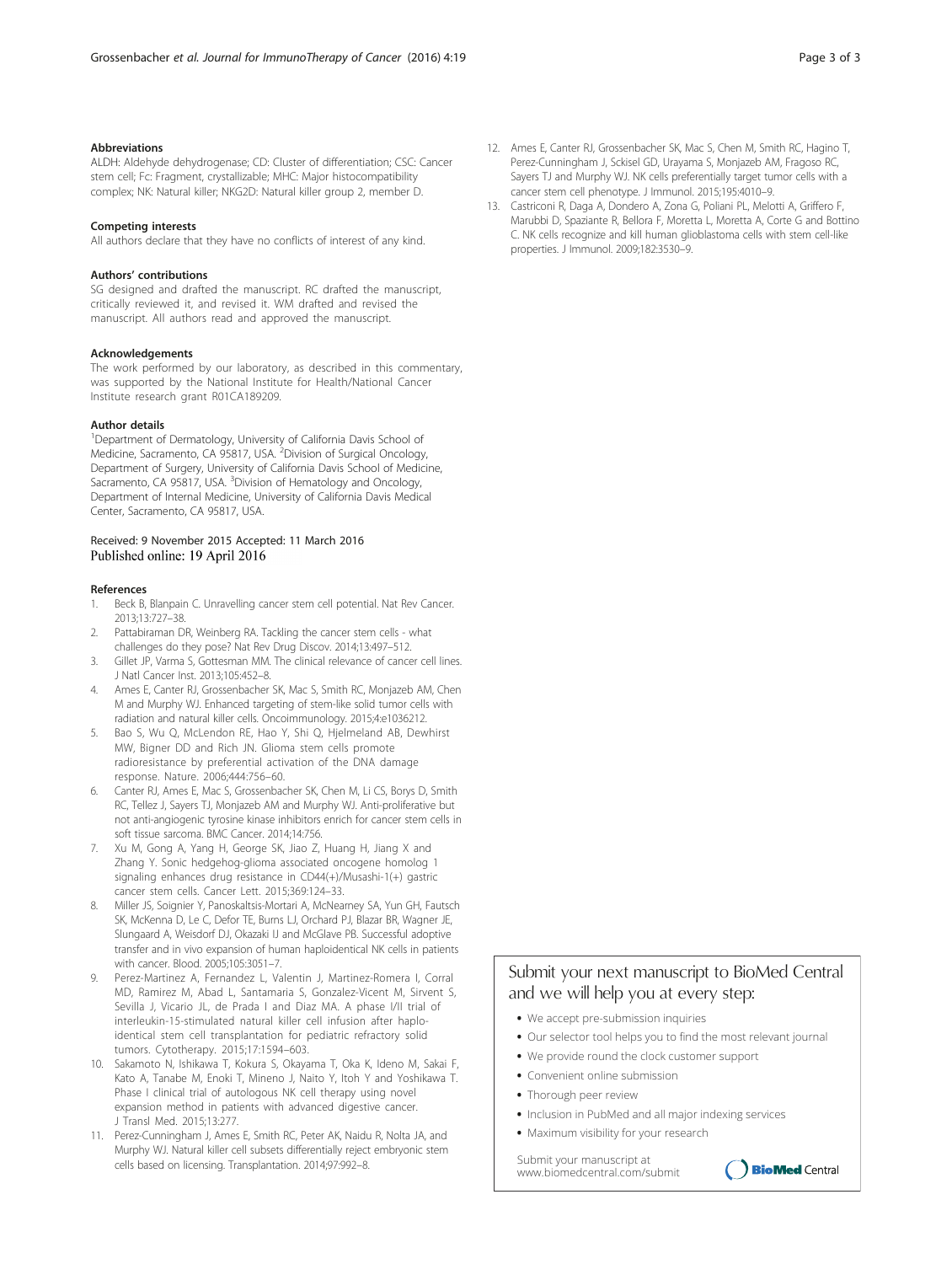## Abbreviations

ALDH: Aldehyde dehydrogenase; CD: Cluster of differentiation; CSC: Cancer stem cell; Fc: Fragment, crystallizable; MHC: Major histocompatibility complex; NK: Natural killer; NKG2D: Natural killer group 2, member D.

## Competing interests

All authors declare that they have no conflicts of interest of any kind.

## Authors' contributions

SG designed and drafted the manuscript. RC drafted the manuscript, critically reviewed it, and revised it. WM drafted and revised the manuscript. All authors read and approved the manuscript.

## Acknowledgements

The work performed by our laboratory, as described in this commentary, was supported by the National Institute for Health/National Cancer Institute research grant R01CA189209.

## Author details

[1]Department of Dermatology, University of California Davis School of Medicine, Sacramento, CA 95817, USA. [2]Division of Surgical Oncology, Department of Surgery, University of California Davis School of Medicine, Sacramento, CA 95817, USA. [3]Division of Hematology and Oncology, Department of Internal Medicine, University of California Davis Medical Center, Sacramento, CA 95817, USA.

Received: 9 November 2015 Accepted: 11 March 2016
Published online: 19 April 2016

## References

1. Beck B, Blanpain C. Unravelling cancer stem cell potential. Nat Rev Cancer. 2013;13:727–38.
2. Pattabiraman DR, Weinberg RA. Tackling the cancer stem cells - what challenges do they pose? Nat Rev Drug Discov. 2014;13:497–512.
3. Gillet JP, Varma S, Gottesman MM. The clinical relevance of cancer cell lines. J Natl Cancer Inst. 2013;105:452–8.
4. Ames E, Canter RJ, Grossenbacher SK, Mac S, Smith RC, Monjazeb AM, Chen M and Murphy WJ. Enhanced targeting of stem-like solid tumor cells with radiation and natural killer cells. Oncoimmunology. 2015;4:e1036212.
5. Bao S, Wu Q, McLendon RE, Hao Y, Shi Q, Hjelmeland AB, Dewhirst MW, Bigner DD and Rich JN. Glioma stem cells promote radioresistance by preferential activation of the DNA damage response. Nature. 2006;444:756–60.
6. Canter RJ, Ames E, Mac S, Grossenbacher SK, Chen M, Li CS, Borys D, Smith RC, Tellez J, Sayers TJ, Monjazeb AM and Murphy WJ. Anti-proliferative but not anti-angiogenic tyrosine kinase inhibitors enrich for cancer stem cells in soft tissue sarcoma. BMC Cancer. 2014;14:756.
7. Xu M, Gong A, Yang H, George SK, Jiao Z, Huang H, Jiang X and Zhang Y. Sonic hedgehog-glioma associated oncogene homolog 1 signaling enhances drug resistance in CD44(+)/Musashi-1(+) gastric cancer stem cells. Cancer Lett. 2015;369:124–33.
8. Miller JS, Soignier Y, Panoskaltsis-Mortari A, McNearney SA, Yun GH, Fautsch SK, McKenna D, Le C, Defor TE, Burns LJ, Orchard PJ, Blazar BR, Wagner JE, Slungaard A, Weisdorf DJ, Okazaki IJ and McGlave PB. Successful adoptive transfer and in vivo expansion of human haploidentical NK cells in patients with cancer. Blood. 2005;105:3051–7.
9. Perez-Martinez A, Fernandez L, Valentin J, Martinez-Romera I, Corral MD, Ramirez M, Abad L, Santamaria S, Gonzalez-Vicent M, Sirvent S, Sevilla J, Vicario JL, de Prada I and Diaz MA. A phase I/II trial of interleukin-15-stimulated natural killer cell infusion after haplo-identical stem cell transplantation for pediatric refractory solid tumors. Cytotherapy. 2015;17:1594–603.
10. Sakamoto N, Ishikawa T, Kokura S, Okayama T, Oka K, Ideno M, Sakai F, Kato A, Tanabe M, Enoki T, Mineno J, Naito Y, Itoh Y and Yoshikawa T. Phase I clinical trial of autologous NK cell therapy using novel expansion method in patients with advanced digestive cancer. J Transl Med. 2015;13:277.
11. Perez-Cunningham J, Ames E, Smith RC, Peter AK, Naidu R, Nolta JA, and Murphy WJ. Natural killer cell subsets differentially reject embryonic stem cells based on licensing. Transplantation. 2014;97:992–8.
12. Ames E, Canter RJ, Grossenbacher SK, Mac S, Chen M, Smith RC, Hagino T, Perez-Cunningham J, Sckisel GD, Urayama S, Monjazeb AM, Fragoso RC, Sayers TJ and Murphy WJ. NK cells preferentially target tumor cells with a cancer stem cell phenotype. J Immunol. 2015;195:4010–9.
13. Castriconi R, Daga A, Dondero A, Zona G, Poliani PL, Melotti A, Griffero F, Marubbi D, Spaziante R, Bellora F, Moretta L, Moretta A, Corte G and Bottino C. NK cells recognize and kill human glioblastoma cells with stem cell-like properties. J Immunol. 2009;182:3530–9.